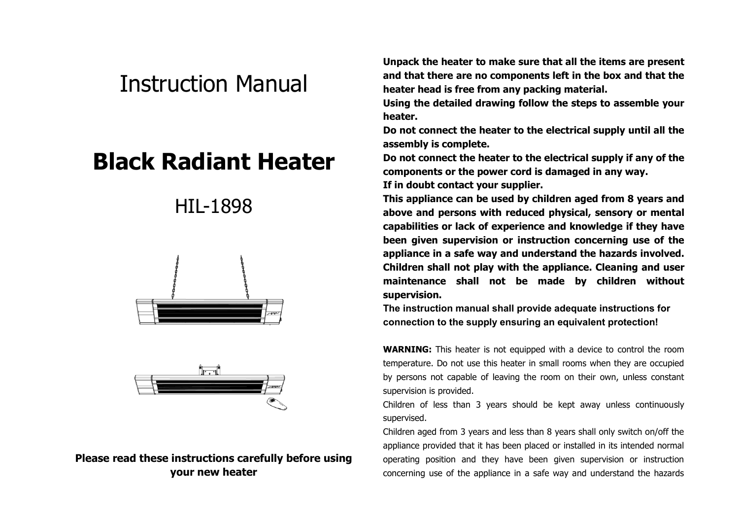# Instruction Manual

# Black Radiant Heater

## HIL-1898

**Please read these instructions carefully before using your new heater**

**Unpack the heater to make sure that all the items are present and that there are no components left in the box and that the heater head is free from any packing material.**
**Using the detailed drawing follow the steps to assemble your heater.**
**Do not connect the heater to the electrical supply until all the assembly is complete.**
**Do not connect the heater to the electrical supply if any of the components or the power cord is damaged in any way.**
**If in doubt contact your supplier.**
**This appliance can be used by children aged from 8 years and above and persons with reduced physical, sensory or mental capabilities or lack of experience and knowledge if they have been given supervision or instruction concerning use of the appliance in a safe way and understand the hazards involved. Children shall not play with the appliance. Cleaning and user maintenance shall not be made by children without supervision.**
**The instruction manual shall provide adequate instructions for connection to the supply ensuring an equivalent protection!**

**WARNING:** This heater is not equipped with a device to control the room temperature. Do not use this heater in small rooms when they are occupied by persons not capable of leaving the room on their own, unless constant supervision is provided.
Children of less than 3 years should be kept away unless continuously supervised.
Children aged from 3 years and less than 8 years shall only switch on/off the appliance provided that it has been placed or installed in its intended normal operating position and they have been given supervision or instruction concerning use of the appliance in a safe way and understand the hazards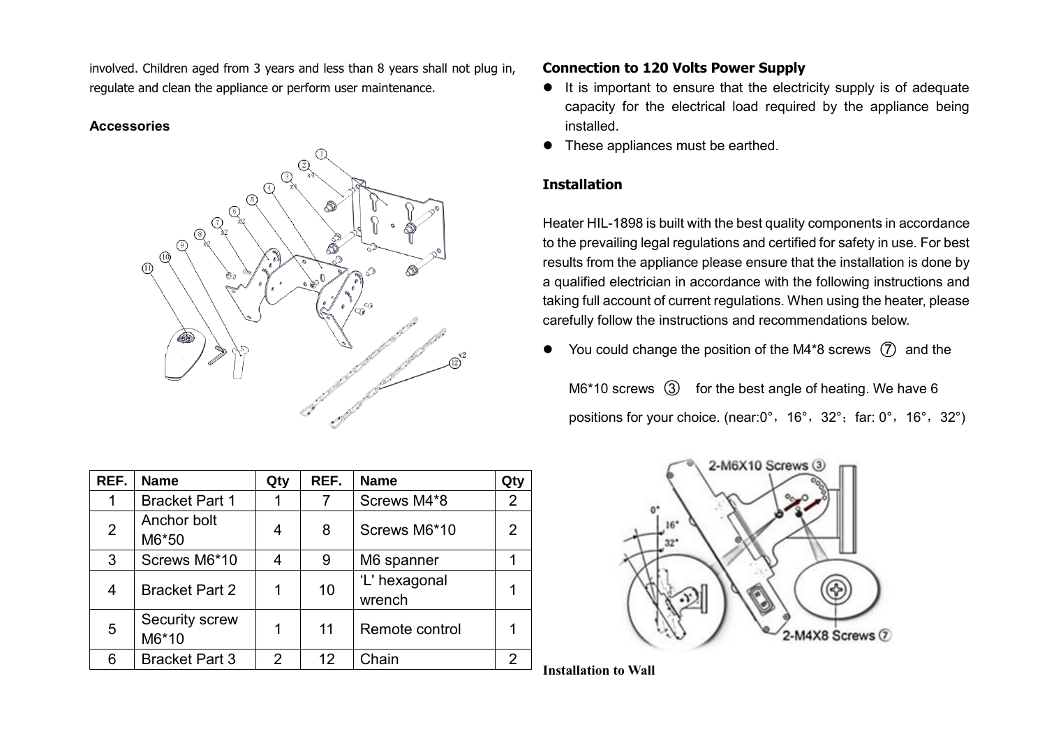involved. Children aged from 3 years and less than 8 years shall not plug in, regulate and clean the appliance or perform user maintenance.

**Accessories**

| REF. | Name | Qty | REF. | Name | Qty |
|---|---|---|---|---|---|
| 1 | Bracket Part 1 | 1 | 7 | Screws M4*8 | 2 |
| 2 | Anchor bolt M6*50 | 4 | 8 | Screws M6*10 | 2 |
| 3 | Screws M6*10 | 4 | 9 | M6 spanner | 1 |
| 4 | Bracket Part 2 | 1 | 10 | 'L' hexagonal wrench | 1 |
| 5 | Security screw M6*10 | 1 | 11 | Remote control | 1 |
| 6 | Bracket Part 3 | 2 | 12 | Chain | 2 |

**Connection to 120 Volts Power Supply**

- It is important to ensure that the electricity supply is of adequate capacity for the electrical load required by the appliance being installed.
- These appliances must be earthed.

**Installation**

Heater HIL-1898 is built with the best quality components in accordance to the prevailing legal regulations and certified for safety in use. For best results from the appliance please ensure that the installation is done by a qualified electrician in accordance with the following instructions and taking full account of current regulations. When using the heater, please carefully follow the instructions and recommendations below.

- You could change the position of the M4*8 screws ⑦ and the M6*10 screws ③ for the best angle of heating. We have 6 positions for your choice. (near:0°，16°，32°；far: 0°，16°，32°)

**Installation to Wall**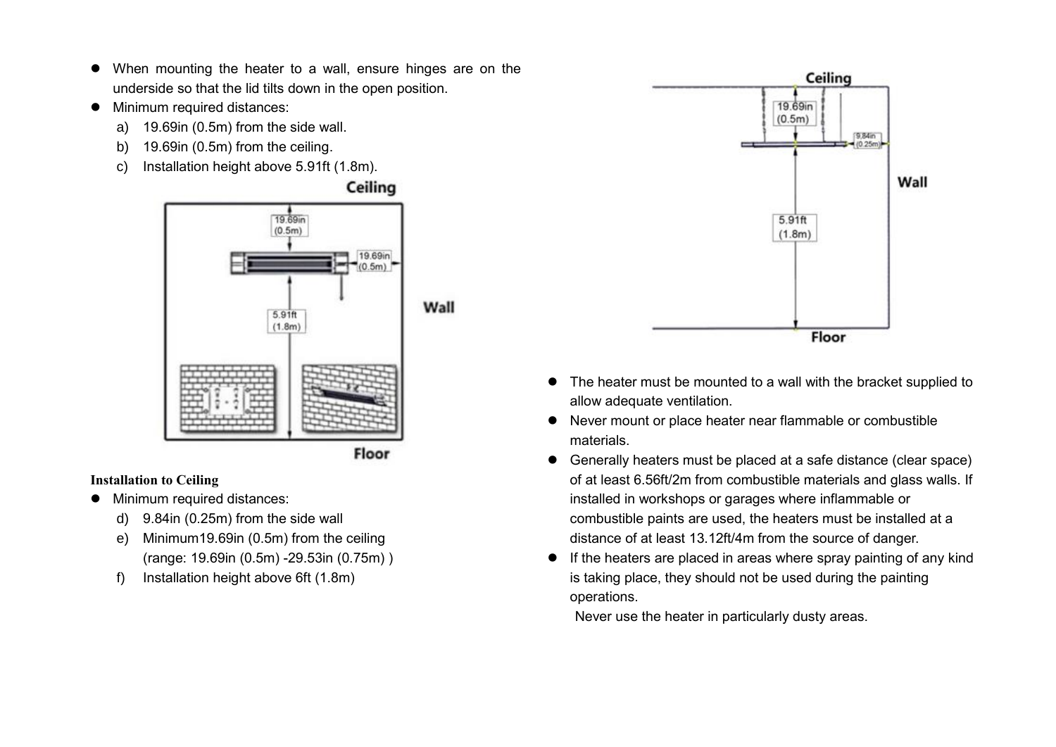- When mounting the heater to a wall, ensure hinges are on the underside so that the lid tilts down in the open position.
- Minimum required distances:
  a) 19.69in (0.5m) from the side wall.
  b) 19.69in (0.5m) from the ceiling.
  c) Installation height above 5.91ft (1.8m).

**Installation to Ceiling**

- Minimum required distances:
  d) 9.84in (0.25m) from the side wall
  e) Minimum19.69in (0.5m) from the ceiling (range: 19.69in (0.5m) -29.53in (0.75m) )
  f) Installation height above 6ft (1.8m)

- The heater must be mounted to a wall with the bracket supplied to allow adequate ventilation.
- Never mount or place heater near flammable or combustible materials.
- Generally heaters must be placed at a safe distance (clear space) of at least 6.56ft/2m from combustible materials and glass walls. If installed in workshops or garages where inflammable or combustible paints are used, the heaters must be installed at a distance of at least 13.12ft/4m from the source of danger.
- If the heaters are placed in areas where spray painting of any kind is taking place, they should not be used during the painting operations.

  Never use the heater in particularly dusty areas.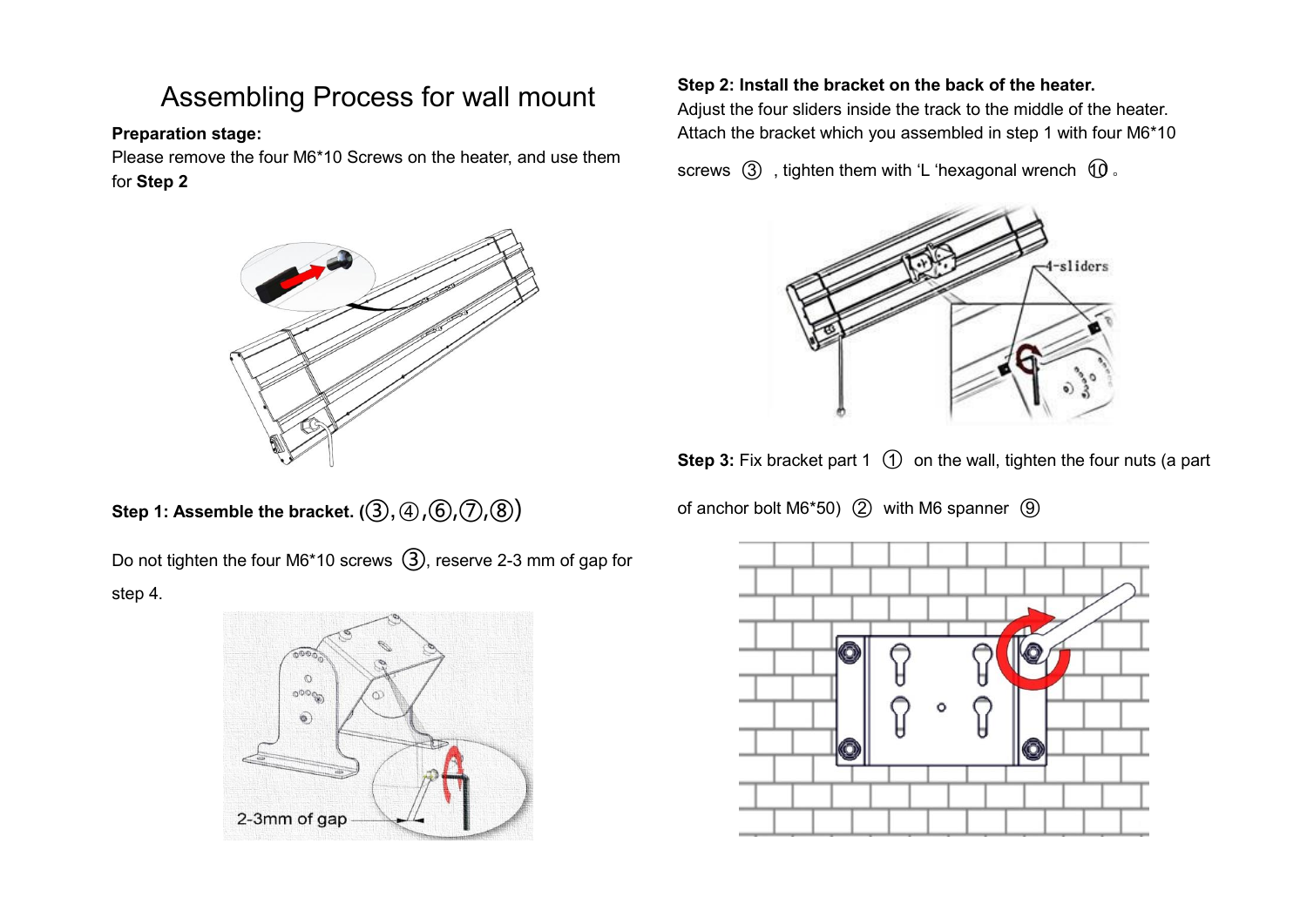# Assembling Process for wall mount

**Preparation stage:**

Please remove the four M6*10 Screws on the heater, and use them for **Step 2**

**Step 1: Assemble the bracket. (③,④,⑥,⑦,⑧)**

Do not tighten the four M6*10 screws ③, reserve 2-3 mm of gap for step 4.

2-3mm of gap

**Step 2: Install the bracket on the back of the heater.**

Adjust the four sliders inside the track to the middle of the heater. Attach the bracket which you assembled in step 1 with four M6*10 screws ③ , tighten them with ‘L ‘hexagonal wrench ⑩。

4-sliders

**Step 3:** Fix bracket part 1 ① on the wall, tighten the four nuts (a part of anchor bolt M6*50) ② with M6 spanner ⑨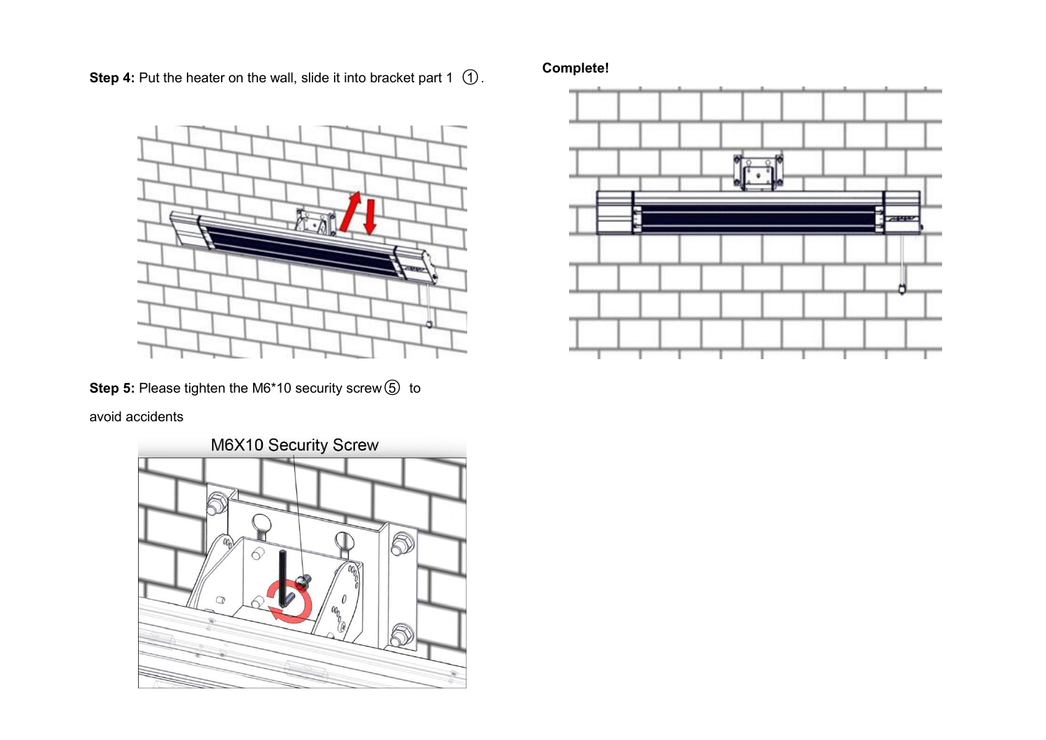**Step 4:** Put the heater on the wall, slide it into bracket part 1 ①.

**Step 5:** Please tighten the M6*10 security screw ⑤ to avoid accidents

M6X10 Security Screw

**Complete!**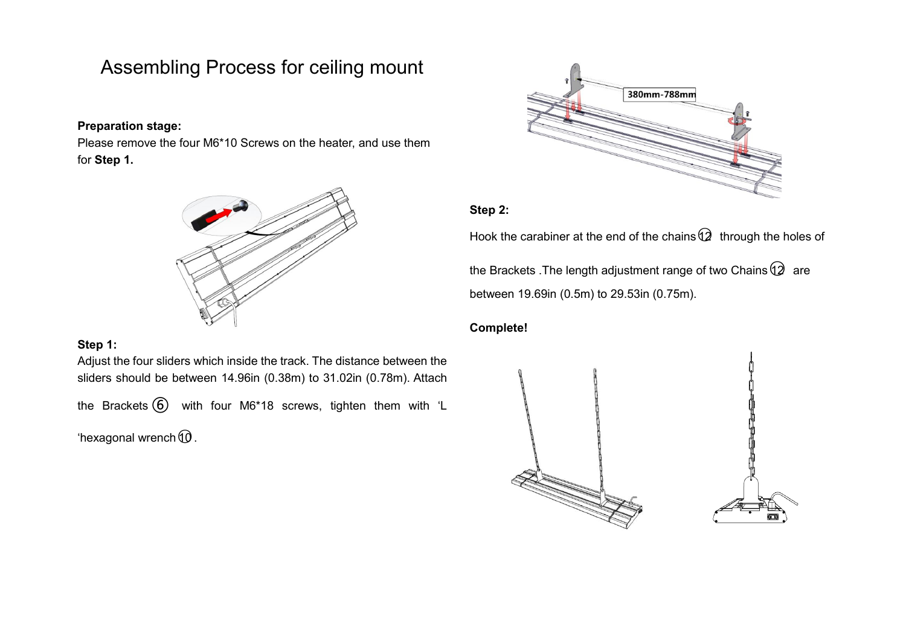# Assembling Process for ceiling mount

**Preparation stage:**

Please remove the four M6*10 Screws on the heater, and use them for **Step 1.**

**Step 1:**

Adjust the four sliders which inside the track. The distance between the sliders should be between 14.96in (0.38m) to 31.02in (0.78m). Attach the Brackets ⑥ with four M6*18 screws, tighten them with 'L 'hexagonal wrench ⑩.

380mm-788mm

**Step 2:**

Hook the carabiner at the end of the chains ⑫ through the holes of the Brackets .The length adjustment range of two Chains ⑫ are between 19.69in (0.5m) to 29.53in (0.75m).

**Complete!**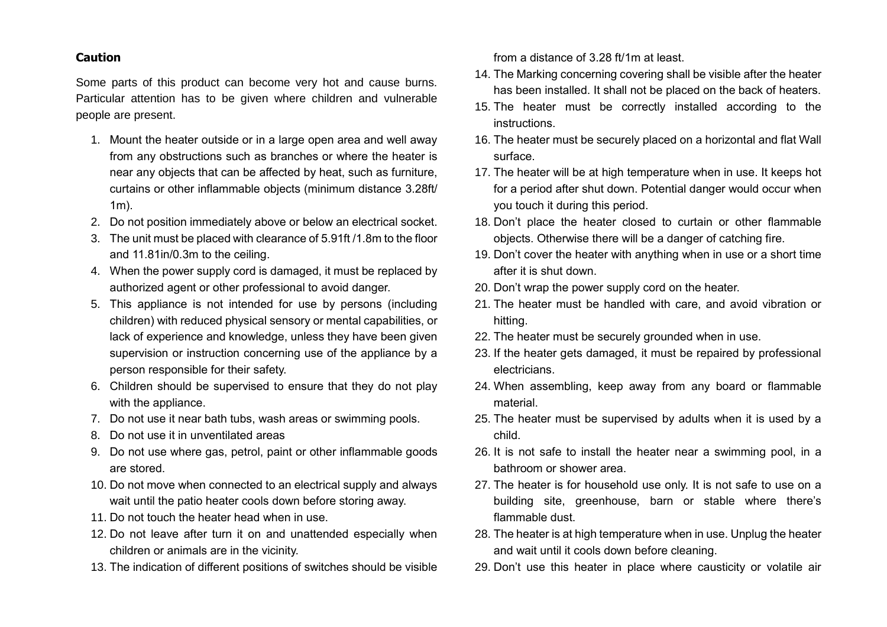**Caution**

Some parts of this product can become very hot and cause burns. Particular attention has to be given where children and vulnerable people are present.

1. Mount the heater outside or in a large open area and well away from any obstructions such as branches or where the heater is near any objects that can be affected by heat, such as furniture, curtains or other inflammable objects (minimum distance 3.28ft/ 1m).
2. Do not position immediately above or below an electrical socket.
3. The unit must be placed with clearance of 5.91ft /1.8m to the floor and 11.81in/0.3m to the ceiling.
4. When the power supply cord is damaged, it must be replaced by authorized agent or other professional to avoid danger.
5. This appliance is not intended for use by persons (including children) with reduced physical sensory or mental capabilities, or lack of experience and knowledge, unless they have been given supervision or instruction concerning use of the appliance by a person responsible for their safety.
6. Children should be supervised to ensure that they do not play with the appliance.
7. Do not use it near bath tubs, wash areas or swimming pools.
8. Do not use it in unventilated areas
9. Do not use where gas, petrol, paint or other inflammable goods are stored.
10. Do not move when connected to an electrical supply and always wait until the patio heater cools down before storing away.
11. Do not touch the heater head when in use.
12. Do not leave after turn it on and unattended especially when children or animals are in the vicinity.
13. The indication of different positions of switches should be visible from a distance of 3.28 ft/1m at least.
14. The Marking concerning covering shall be visible after the heater has been installed. It shall not be placed on the back of heaters.
15. The heater must be correctly installed according to the instructions.
16. The heater must be securely placed on a horizontal and flat Wall surface.
17. The heater will be at high temperature when in use. It keeps hot for a period after shut down. Potential danger would occur when you touch it during this period.
18. Don't place the heater closed to curtain or other flammable objects. Otherwise there will be a danger of catching fire.
19. Don't cover the heater with anything when in use or a short time after it is shut down.
20. Don't wrap the power supply cord on the heater.
21. The heater must be handled with care, and avoid vibration or hitting.
22. The heater must be securely grounded when in use.
23. If the heater gets damaged, it must be repaired by professional electricians.
24. When assembling, keep away from any board or flammable material.
25. The heater must be supervised by adults when it is used by a child.
26. It is not safe to install the heater near a swimming pool, in a bathroom or shower area.
27. The heater is for household use only. It is not safe to use on a building site, greenhouse, barn or stable where there's flammable dust.
28. The heater is at high temperature when in use. Unplug the heater and wait until it cools down before cleaning.
29. Don't use this heater in place where causticity or volatile air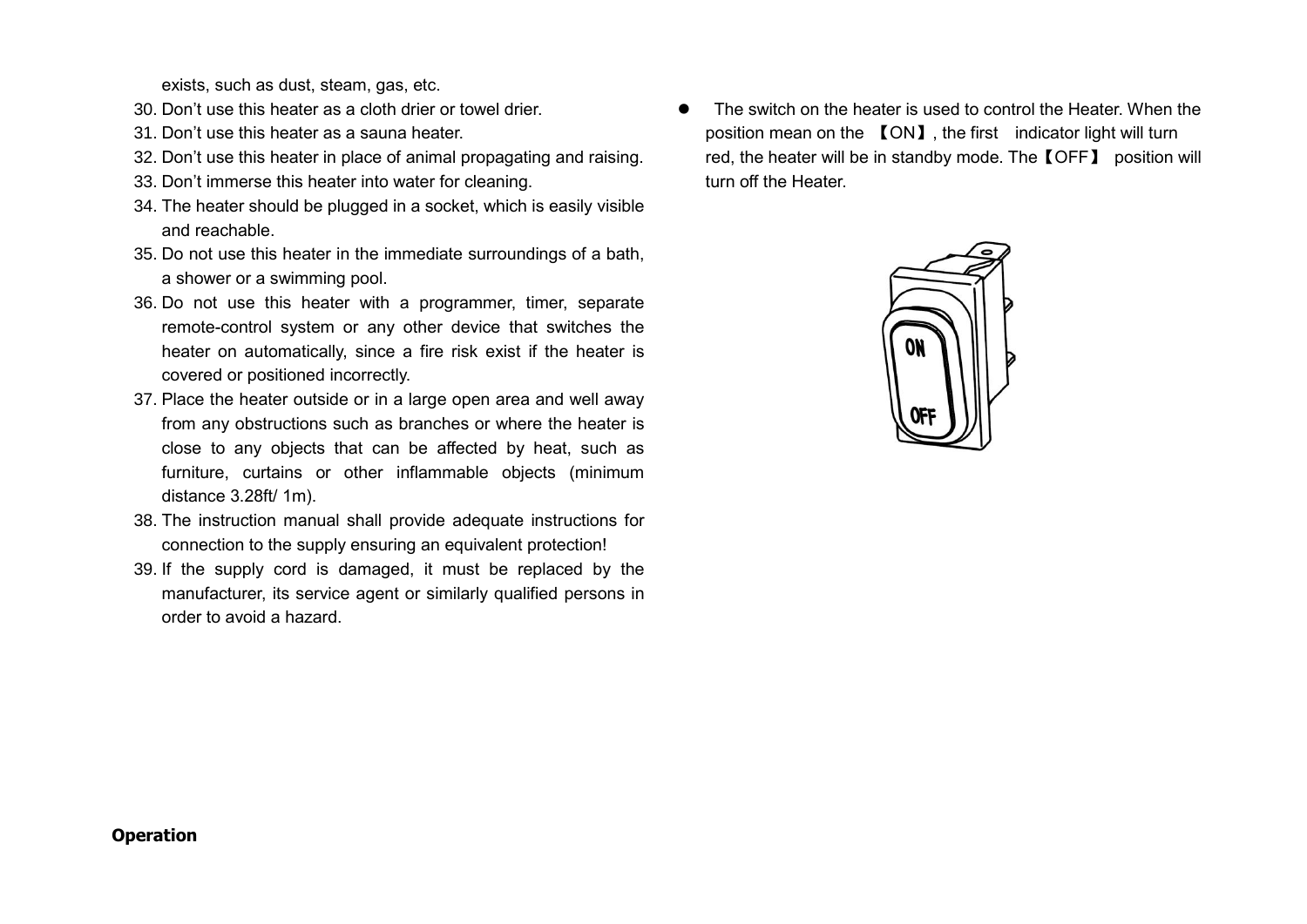exists, such as dust, steam, gas, etc.

30. Don't use this heater as a cloth drier or towel drier.
31. Don't use this heater as a sauna heater.
32. Don't use this heater in place of animal propagating and raising.
33. Don't immerse this heater into water for cleaning.
34. The heater should be plugged in a socket, which is easily visible and reachable.
35. Do not use this heater in the immediate surroundings of a bath, a shower or a swimming pool.
36. Do not use this heater with a programmer, timer, separate remote-control system or any other device that switches the heater on automatically, since a fire risk exist if the heater is covered or positioned incorrectly.
37. Place the heater outside or in a large open area and well away from any obstructions such as branches or where the heater is close to any objects that can be affected by heat, such as furniture, curtains or other inflammable objects (minimum distance 3.28ft/ 1m).
38. The instruction manual shall provide adequate instructions for connection to the supply ensuring an equivalent protection!
39. If the supply cord is damaged, it must be replaced by the manufacturer, its service agent or similarly qualified persons in order to avoid a hazard.

**Operation**

- The switch on the heater is used to control the Heater. When the position mean on the 【ON】, the first indicator light will turn red, the heater will be in standby mode. The【OFF】 position will turn off the Heater.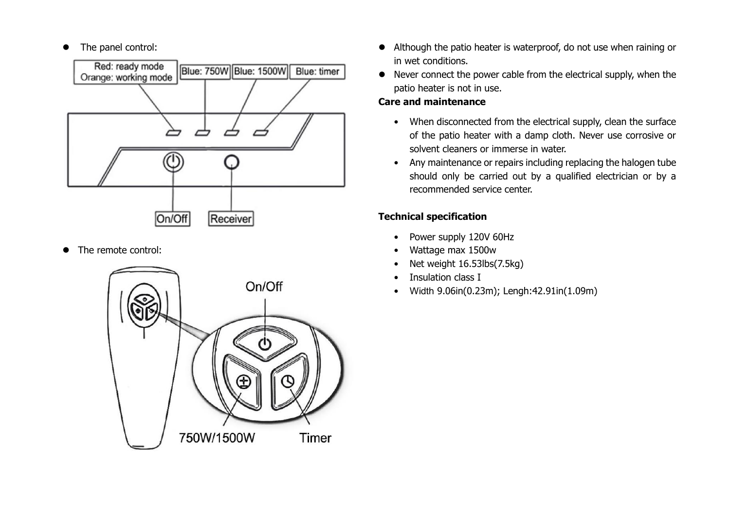- The panel control:

Red: ready mode
Orange: working mode
Blue: 750W
Blue: 1500W
Blue: timer
On/Off
Receiver

- The remote control:

On/Off
750W/1500W
Timer

- Although the patio heater is waterproof, do not use when raining or in wet conditions.
- Never connect the power cable from the electrical supply, when the patio heater is not in use.

**Care and maintenance**

- When disconnected from the electrical supply, clean the surface of the patio heater with a damp cloth. Never use corrosive or solvent cleaners or immerse in water.
- Any maintenance or repairs including replacing the halogen tube should only be carried out by a qualified electrician or by a recommended service center.

**Technical specification**

- Power supply 120V 60Hz
- Wattage max 1500w
- Net weight 16.53lbs(7.5kg)
- Insulation class I
- Width 9.06in(0.23m); Lengh:42.91in(1.09m)